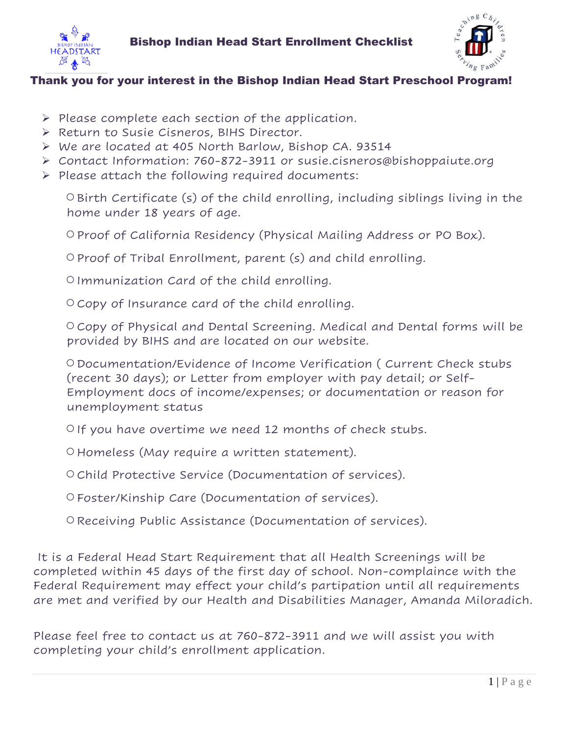# Bishop Indian Head Start Enrollment Checklist

## Thank you for your interest in the Bishop Indian Head Start Preschool Program!

- Please complete each section of the application.
- Return to Susie Cisneros, BIHS Director.
- We are located at 405 North Barlow, Bishop CA. 93514
- Contact Information: 760-872-3911 or susie.cisneros@bishoppaiute.org
- Please attach the following required documents:
  - Birth Certificate (s) of the child enrolling, including siblings living in the home under 18 years of age.
  - Proof of California Residency (Physical Mailing Address or PO Box).
  - Proof of Tribal Enrollment, parent (s) and child enrolling.
  - Immunization Card of the child enrolling.
  - Copy of Insurance card of the child enrolling.
  - Copy of Physical and Dental Screening. Medical and Dental forms will be provided by BIHS and are located on our website.
  - Documentation/Evidence of Income Verification ( Current Check stubs (recent 30 days); or Letter from employer with pay detail; or Self-Employment docs of income/expenses; or documentation or reason for unemployment status
  - If you have overtime we need 12 months of check stubs.
  - Homeless (May require a written statement).
  - Child Protective Service (Documentation of services).
  - Foster/Kinship Care (Documentation of services).
  - Receiving Public Assistance (Documentation of services).

It is a Federal Head Start Requirement that all Health Screenings will be completed within 45 days of the first day of school. Non-complaince with the Federal Requirement may effect your child's partipation until all requirements are met and verified by our Health and Disabilities Manager, Amanda Miloradich.

Please feel free to contact us at 760-872-3911 and we will assist you with completing your child's enrollment application.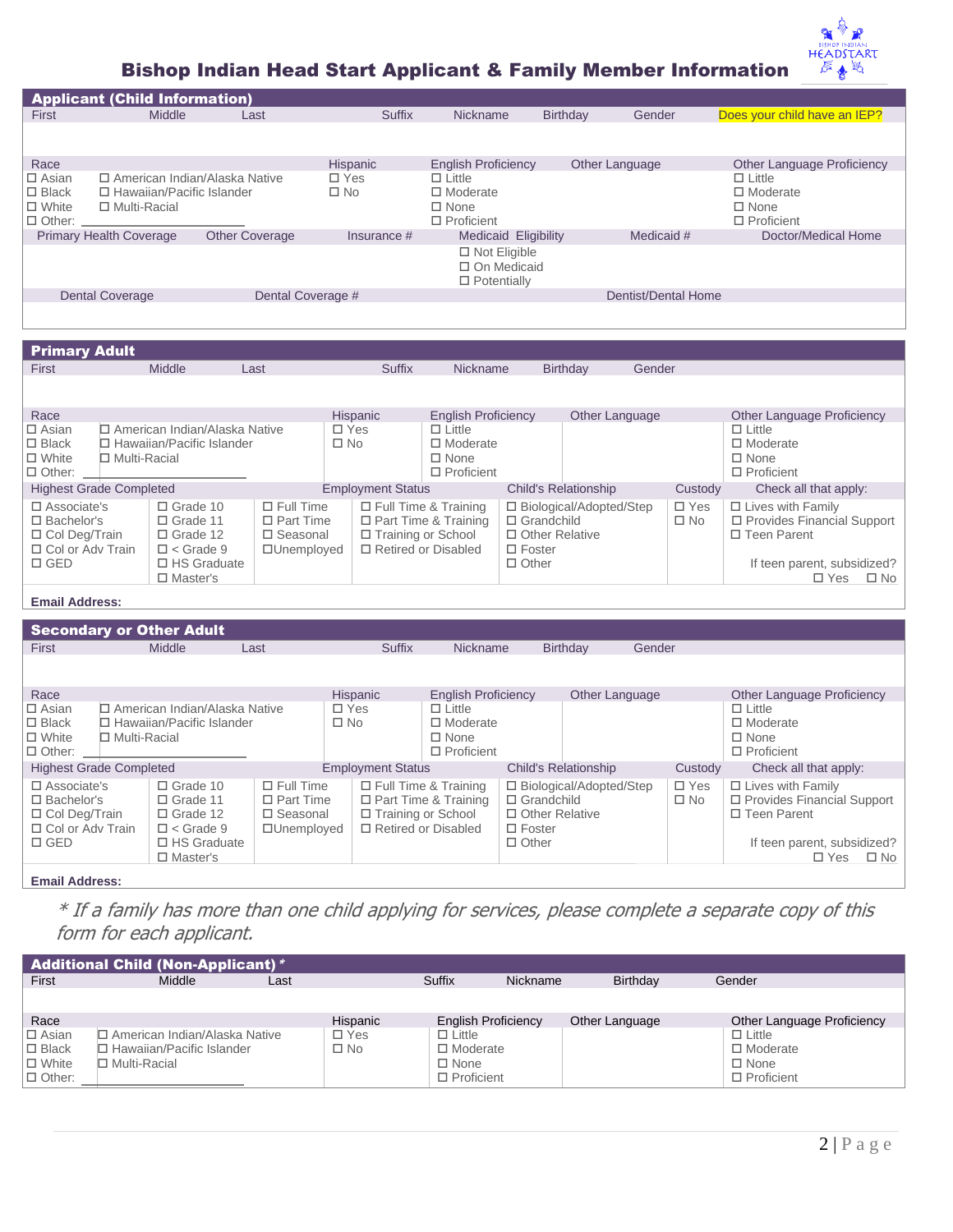# Bishop Indian Head Start Applicant & Family Member Information

## Applicant (Child Information)

| First | Middle | Last | Suffix | Nickname | Birthday | Gender | Does your child have an IEP? |
|---|---|---|---|---|---|---|---|
| | | | | | | | |

| Race | | Hispanic | English Proficiency | Other Language | Other Language Proficiency |
|---|---|---|---|---|---|
| ☐ Asian<br>☐ Black<br>☐ White<br>☐ Other: ________ | ☐ American Indian/Alaska Native<br>☐ Hawaiian/Pacific Islander<br>☐ Multi-Racial | ☐ Yes<br>☐ No | ☐ Little<br>☐ Moderate<br>☐ None<br>☐ Proficient | | ☐ Little<br>☐ Moderate<br>☐ None<br>☐ Proficient |

| Primary Health Coverage | Other Coverage | Insurance # | Medicaid Eligibility | Medicaid # | Doctor/Medical Home |
|---|---|---|---|---|---|
| | | | ☐ Not Eligible<br>☐ On Medicaid<br>☐ Potentially | | |

| Dental Coverage | Dental Coverage # | Dentist/Dental Home |
|---|---|---|
| | | |

## Primary Adult

| First | Middle | Last | Suffix | Nickname | Birthday | Gender |
|---|---|---|---|---|---|---|
| | | | | | | |

| Race | | Hispanic | English Proficiency | Other Language | Other Language Proficiency |
|---|---|---|---|---|---|
| ☐ Asian<br>☐ Black<br>☐ White<br>☐ Other: ________ | ☐ American Indian/Alaska Native<br>☐ Hawaiian/Pacific Islander<br>☐ Multi-Racial | ☐ Yes<br>☐ No | ☐ Little<br>☐ Moderate<br>☐ None<br>☐ Proficient | | ☐ Little<br>☐ Moderate<br>☐ None<br>☐ Proficient |

| Highest Grade Completed | | Employment Status | | Child's Relationship | Custody | Check all that apply: |
|---|---|---|---|---|---|---|
| ☐ Associate's<br>☐ Bachelor's<br>☐ Col Deg/Train<br>☐ Col or Adv Train<br>☐ GED | ☐ Grade 10<br>☐ Grade 11<br>☐ Grade 12<br>☐ < Grade 9<br>☐ HS Graduate<br>☐ Master's | ☐ Full Time<br>☐ Part Time<br>☐ Seasonal<br>☐Unemployed | ☐ Full Time & Training<br>☐ Part Time & Training<br>☐ Training or School<br>☐ Retired or Disabled | ☐ Biological/Adopted/Step<br>☐ Grandchild<br>☐ Other Relative<br>☐ Foster<br>☐ Other | ☐ Yes<br>☐ No | ☐ Lives with Family<br>☐ Provides Financial Support<br>☐ Teen Parent<br><br>If teen parent, subsidized?<br>☐ Yes ☐ No |

**Email Address:**

## Secondary or Other Adult

| First | Middle | Last | Suffix | Nickname | Birthday | Gender |
|---|---|---|---|---|---|---|
| | | | | | | |

| Race | | Hispanic | English Proficiency | Other Language | Other Language Proficiency |
|---|---|---|---|---|---|
| ☐ Asian<br>☐ Black<br>☐ White<br>☐ Other: ________ | ☐ American Indian/Alaska Native<br>☐ Hawaiian/Pacific Islander<br>☐ Multi-Racial | ☐ Yes<br>☐ No | ☐ Little<br>☐ Moderate<br>☐ None<br>☐ Proficient | | ☐ Little<br>☐ Moderate<br>☐ None<br>☐ Proficient |

| Highest Grade Completed | | Employment Status | | Child's Relationship | Custody | Check all that apply: |
|---|---|---|---|---|---|---|
| ☐ Associate's<br>☐ Bachelor's<br>☐ Col Deg/Train<br>☐ Col or Adv Train<br>☐ GED | ☐ Grade 10<br>☐ Grade 11<br>☐ Grade 12<br>☐ < Grade 9<br>☐ HS Graduate<br>☐ Master's | ☐ Full Time<br>☐ Part Time<br>☐ Seasonal<br>☐Unemployed | ☐ Full Time & Training<br>☐ Part Time & Training<br>☐ Training or School<br>☐ Retired or Disabled | ☐ Biological/Adopted/Step<br>☐ Grandchild<br>☐ Other Relative<br>☐ Foster<br>☐ Other | ☐ Yes<br>☐ No | ☐ Lives with Family<br>☐ Provides Financial Support<br>☐ Teen Parent<br><br>If teen parent, subsidized?<br>☐ Yes ☐ No |

**Email Address:**

*\* If a family has more than one child applying for services, please complete a separate copy of this form for each applicant.*

## Additional Child (Non-Applicant) *

| First | Middle | Last | Suffix | Nickname | Birthday | Gender |
|---|---|---|---|---|---|---|
| | | | | | | |

| Race | | Hispanic | English Proficiency | Other Language | Other Language Proficiency |
|---|---|---|---|---|---|
| ☐ Asian<br>☐ Black<br>☐ White<br>☐ Other: ________ | ☐ American Indian/Alaska Native<br>☐ Hawaiian/Pacific Islander<br>☐ Multi-Racial | ☐ Yes<br>☐ No | ☐ Little<br>☐ Moderate<br>☐ None<br>☐ Proficient | | ☐ Little<br>☐ Moderate<br>☐ None<br>☐ Proficient |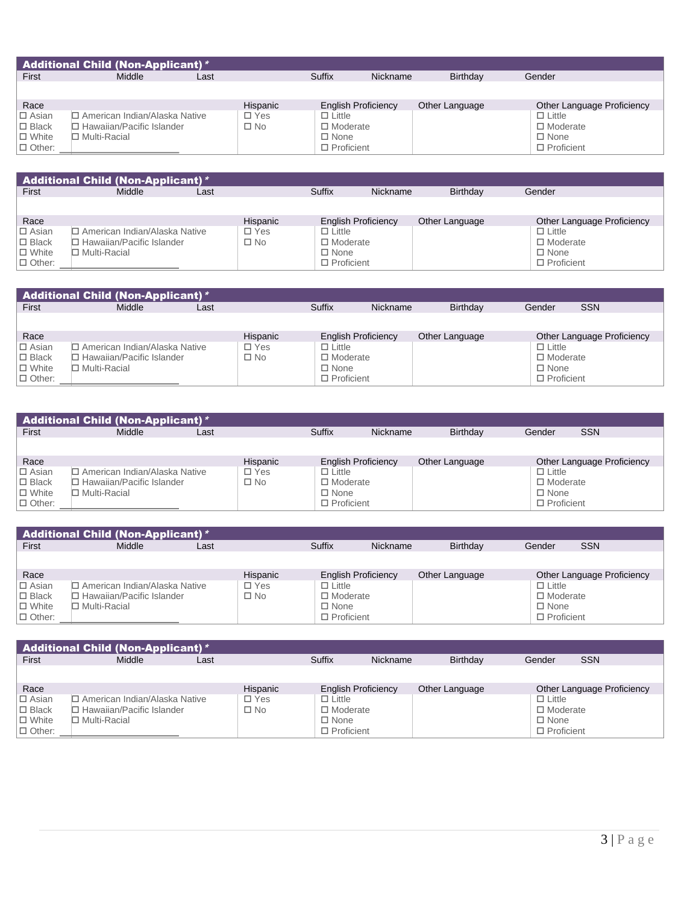## Additional Child (Non-Applicant) *

| First | Middle | Last | Suffix | Nickname | Birthday | Gender |
|---|---|---|---|---|---|---|
| | | | | | | |

| Race | | Hispanic | English Proficiency | Other Language | Other Language Proficiency |
|---|---|---|---|---|---|
| ☐ Asian | ☐ American Indian/Alaska Native | ☐ Yes | ☐ Little | | ☐ Little |
| ☐ Black | ☐ Hawaiian/Pacific Islander | ☐ No | ☐ Moderate | | ☐ Moderate |
| ☐ White | ☐ Multi-Racial | | ☐ None | | ☐ None |
| ☐ Other: ____________ | | | ☐ Proficient | | ☐ Proficient |

## Additional Child (Non-Applicant) *

| First | Middle | Last | Suffix | Nickname | Birthday | Gender |
|---|---|---|---|---|---|---|
| | | | | | | |

| Race | | Hispanic | English Proficiency | Other Language | Other Language Proficiency |
|---|---|---|---|---|---|
| ☐ Asian | ☐ American Indian/Alaska Native | ☐ Yes | ☐ Little | | ☐ Little |
| ☐ Black | ☐ Hawaiian/Pacific Islander | ☐ No | ☐ Moderate | | ☐ Moderate |
| ☐ White | ☐ Multi-Racial | | ☐ None | | ☐ None |
| ☐ Other: ____________ | | | ☐ Proficient | | ☐ Proficient |

## Additional Child (Non-Applicant) *

| First | Middle | Last | Suffix | Nickname | Birthday | Gender | SSN |
|---|---|---|---|---|---|---|---|
| | | | | | | | |

| Race | | Hispanic | English Proficiency | Other Language | Other Language Proficiency |
|---|---|---|---|---|---|
| ☐ Asian | ☐ American Indian/Alaska Native | ☐ Yes | ☐ Little | | ☐ Little |
| ☐ Black | ☐ Hawaiian/Pacific Islander | ☐ No | ☐ Moderate | | ☐ Moderate |
| ☐ White | ☐ Multi-Racial | | ☐ None | | ☐ None |
| ☐ Other: ____________ | | | ☐ Proficient | | ☐ Proficient |

## Additional Child (Non-Applicant) *

| First | Middle | Last | Suffix | Nickname | Birthday | Gender | SSN |
|---|---|---|---|---|---|---|---|
| | | | | | | | |

| Race | | Hispanic | English Proficiency | Other Language | Other Language Proficiency |
|---|---|---|---|---|---|
| ☐ Asian | ☐ American Indian/Alaska Native | ☐ Yes | ☐ Little | | ☐ Little |
| ☐ Black | ☐ Hawaiian/Pacific Islander | ☐ No | ☐ Moderate | | ☐ Moderate |
| ☐ White | ☐ Multi-Racial | | ☐ None | | ☐ None |
| ☐ Other: ____________ | | | ☐ Proficient | | ☐ Proficient |

## Additional Child (Non-Applicant) *

| First | Middle | Last | Suffix | Nickname | Birthday | Gender | SSN |
|---|---|---|---|---|---|---|---|
| | | | | | | | |

| Race | | Hispanic | English Proficiency | Other Language | Other Language Proficiency |
|---|---|---|---|---|---|
| ☐ Asian | ☐ American Indian/Alaska Native | ☐ Yes | ☐ Little | | ☐ Little |
| ☐ Black | ☐ Hawaiian/Pacific Islander | ☐ No | ☐ Moderate | | ☐ Moderate |
| ☐ White | ☐ Multi-Racial | | ☐ None | | ☐ None |
| ☐ Other: ____________ | | | ☐ Proficient | | ☐ Proficient |

## Additional Child (Non-Applicant) *

| First | Middle | Last | Suffix | Nickname | Birthday | Gender | SSN |
|---|---|---|---|---|---|---|---|
| | | | | | | | |

| Race | | Hispanic | English Proficiency | Other Language | Other Language Proficiency |
|---|---|---|---|---|---|
| ☐ Asian | ☐ American Indian/Alaska Native | ☐ Yes | ☐ Little | | ☐ Little |
| ☐ Black | ☐ Hawaiian/Pacific Islander | ☐ No | ☐ Moderate | | ☐ Moderate |
| ☐ White | ☐ Multi-Racial | | ☐ None | | ☐ None |
| ☐ Other: ____________ | | | ☐ Proficient | | ☐ Proficient |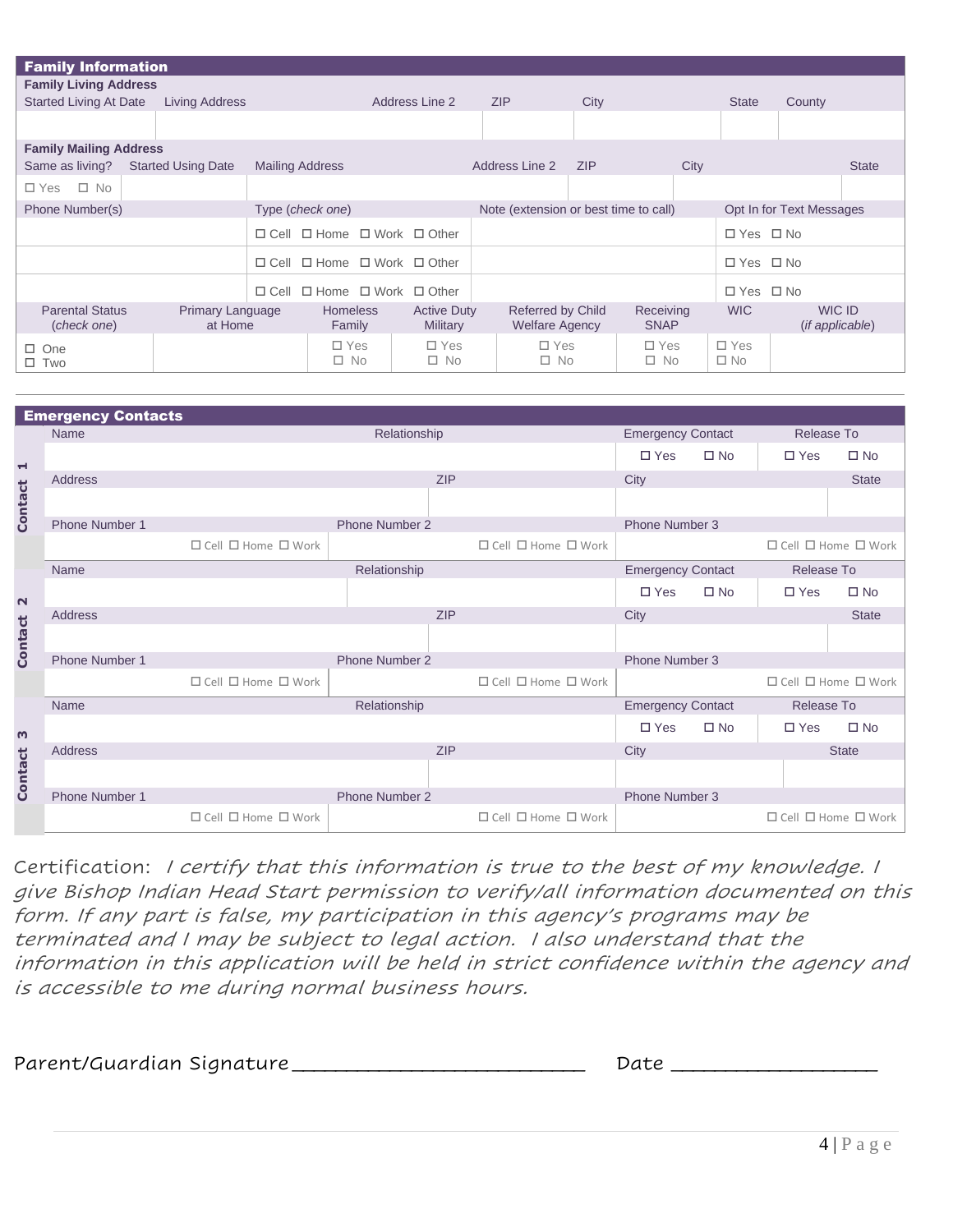## Family Information

**Family Living Address**

| Started Living At Date | Living Address | Address Line 2 | ZIP | City | State | County |
|---|---|---|---|---|---|---|
| | | | | | | |

**Family Mailing Address**

| Same as living? | Started Using Date | Mailing Address | Address Line 2 | ZIP | City | State |
|---|---|---|---|---|---|---|
| ☐ Yes ☐ No | | | | | | |

| Phone Number(s) | Type (*check one*) | Note (extension or best time to call) | Opt In for Text Messages |
|---|---|---|---|
| | ☐ Cell ☐ Home ☐ Work ☐ Other | | ☐ Yes ☐ No |
| | ☐ Cell ☐ Home ☐ Work ☐ Other | | ☐ Yes ☐ No |
| | ☐ Cell ☐ Home ☐ Work ☐ Other | | ☐ Yes ☐ No |

| Parental Status (*check one*) | Primary Language at Home | Homeless Family | Active Duty Military | Referred by Child Welfare Agency | Receiving SNAP | WIC | WIC ID (*if applicable*) |
|---|---|---|---|---|---|---|---|
| ☐ One ☐ Two | | ☐ Yes ☐ No | ☐ Yes ☐ No | ☐ Yes ☐ No | ☐ Yes ☐ No | ☐ Yes ☐ No | |

## Emergency Contacts

**Contact 1**

| Name | Relationship | Emergency Contact | Release To |
|---|---|---|---|
| | | ☐ Yes ☐ No | ☐ Yes ☐ No |

| Address | ZIP | City | State |
|---|---|---|---|
| | | | |

| Phone Number 1 | Phone Number 2 | Phone Number 3 |
|---|---|---|
| ☐ Cell ☐ Home ☐ Work | ☐ Cell ☐ Home ☐ Work | ☐ Cell ☐ Home ☐ Work |

**Contact 2**

| Name | Relationship | Emergency Contact | Release To |
|---|---|---|---|
| | | ☐ Yes ☐ No | ☐ Yes ☐ No |

| Address | ZIP | City | State |
|---|---|---|---|
| | | | |

| Phone Number 1 | Phone Number 2 | Phone Number 3 |
|---|---|---|
| ☐ Cell ☐ Home ☐ Work | ☐ Cell ☐ Home ☐ Work | ☐ Cell ☐ Home ☐ Work |

**Contact 3**

| Name | Relationship | Emergency Contact | Release To |
|---|---|---|---|
| | | ☐ Yes ☐ No | ☐ Yes ☐ No |

| Address | ZIP | City | State |
|---|---|---|---|
| | | | |

| Phone Number 1 | Phone Number 2 | Phone Number 3 |
|---|---|---|
| ☐ Cell ☐ Home ☐ Work | ☐ Cell ☐ Home ☐ Work | ☐ Cell ☐ Home ☐ Work |

Certification: *I certify that this information is true to the best of my knowledge. I give Bishop Indian Head Start permission to verify/all information documented on this form. If any part is false, my participation in this agency's programs may be terminated and I may be subject to legal action. I also understand that the information in this application will be held in strict confidence within the agency and is accessible to me during normal business hours.*

Parent/Guardian Signature___________________________ Date ___________________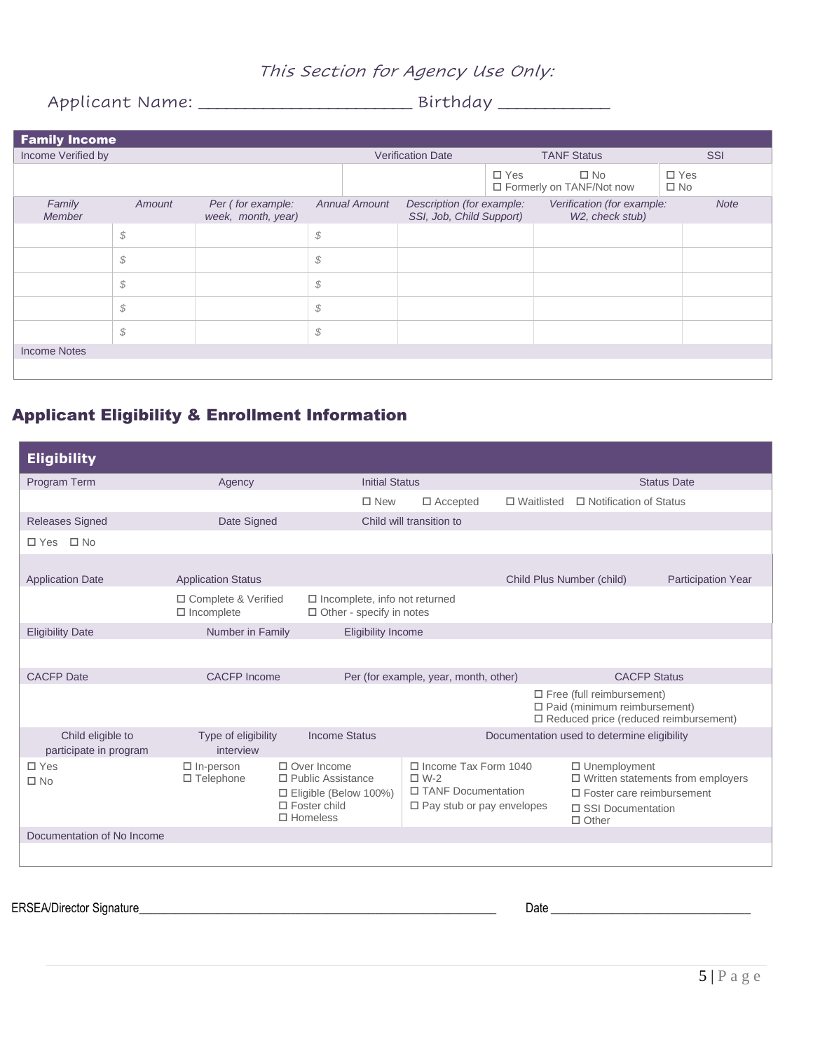*This Section for Agency Use Only:*

Applicant Name: ______________________ Birthday ___________

| Family Income | | | | | | |
|---|---|---|---|---|---|---|
| Income Verified by | | | Verification Date | TANF Status | | SSI |
| | | | | ☐ Yes ☐ No ☐ Formerly on TANF/Not now | | ☐ Yes ☐ No |
| *Family Member* | *Amount* | *Per ( for example: week, month, year)* | *Annual Amount* | *Description (for example: SSI, Job, Child Support)* | *Verification (for example: W2, check stub)* | *Note* |
| | $ | | $ | | | |
| | $ | | $ | | | |
| | $ | | $ | | | |
| | $ | | $ | | | |
| | $ | | $ | | | |
| Income Notes | | | | | | |
| | | | | | | |

## Applicant Eligibility & Enrollment Information

| Eligibility | | | | | |
|---|---|---|---|---|---|
| Program Term | Agency | Initial Status | | | Status Date |
| | | ☐ New ☐ Accepted | ☐ Waitlisted ☐ Notification of Status | | |
| Releases Signed | Date Signed | Child will transition to | | | |
| ☐ Yes ☐ No | | | | | |
| Application Date | Application Status | | | Child Plus Number (child) | Participation Year |
| | ☐ Complete & Verified ☐ Incomplete | ☐ Incomplete, info not returned ☐ Other - specify in notes | | | |
| Eligibility Date | Number in Family | Eligibility Income | | | |
| | | | | | |
| CACFP Date | CACFP Income | Per (for example, year, month, other) | | CACFP Status | |
| | | | | ☐ Free (full reimbursement) ☐ Paid (minimum reimbursement) ☐ Reduced price (reduced reimbursement) | |
| Child eligible to participate in program | Type of eligibility interview | Income Status | Documentation used to determine eligibility | | |
| ☐ Yes ☐ No | ☐ In-person ☐ Telephone | ☐ Over Income ☐ Public Assistance ☐ Eligible (Below 100%) ☐ Foster child ☐ Homeless | ☐ Income Tax Form 1040 ☐ W-2 ☐ TANF Documentation ☐ Pay stub or pay envelopes | ☐ Unemployment ☐ Written statements from employers ☐ Foster care reimbursement ☐ SSI Documentation ☐ Other | |
| Documentation of No Income | | | | | |
| | | | | | |

ERSEA/Director Signature_____________________________________________ Date ____________________________